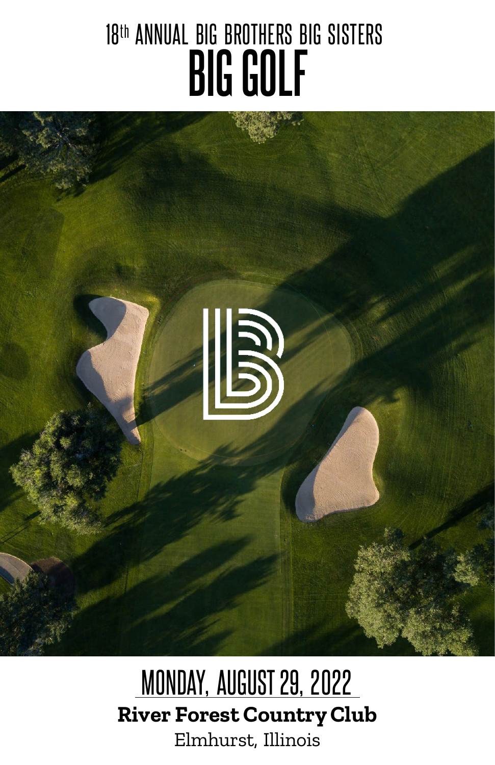# 18th ANNUAL BIG BROTHERS BIG SISTERS

# BIG GOLF

## MONDAY, AUGUST 29, 2022

**River Forest Country Club**

Elmhurst, Illinois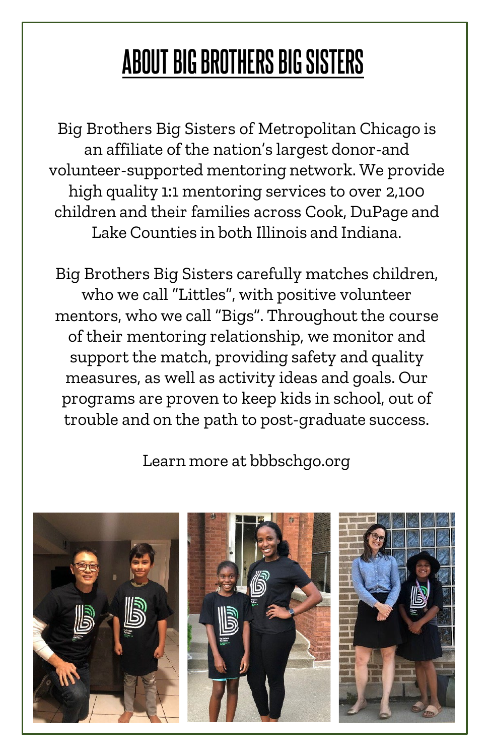# ABOUT BIG BROTHERS BIG SISTERS

Big Brothers Big Sisters of Metropolitan Chicago is an affiliate of the nation's largest donor-and volunteer-supported mentoring network. We provide high quality 1:1 mentoring services to over 2,100 children and their families across Cook, DuPage and Lake Counties in both Illinois and Indiana.

Big Brothers Big Sisters carefully matches children, who we call "Littles", with positive volunteer mentors, who we call "Bigs". Throughout the course of their mentoring relationship, we monitor and support the match, providing safety and quality measures, as well as activity ideas and goals. Our programs are proven to keep kids in school, out of trouble and on the path to post-graduate success.

Learn more at bbbschgo.org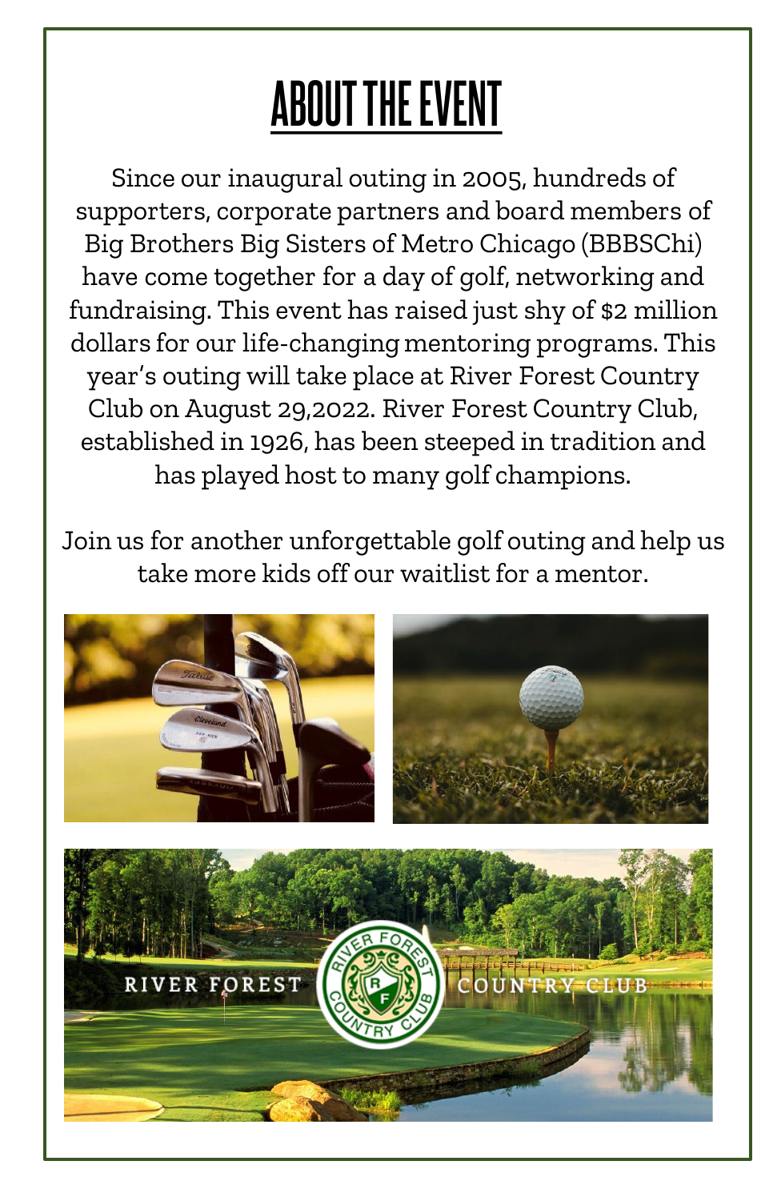# ABOUT THE EVENT

Since our inaugural outing in 2005, hundreds of supporters, corporate partners and board members of Big Brothers Big Sisters of Metro Chicago (BBBSChi) have come together for a day of golf, networking and fundraising. This event has raised just shy of $2 million dollars for our life-changing mentoring programs. This year's outing will take place at River Forest Country Club on August 29,2022. River Forest Country Club, established in 1926, has been steeped in tradition and has played host to many golf champions.

Join us for another unforgettable golf outing and help us take more kids off our waitlist for a mentor.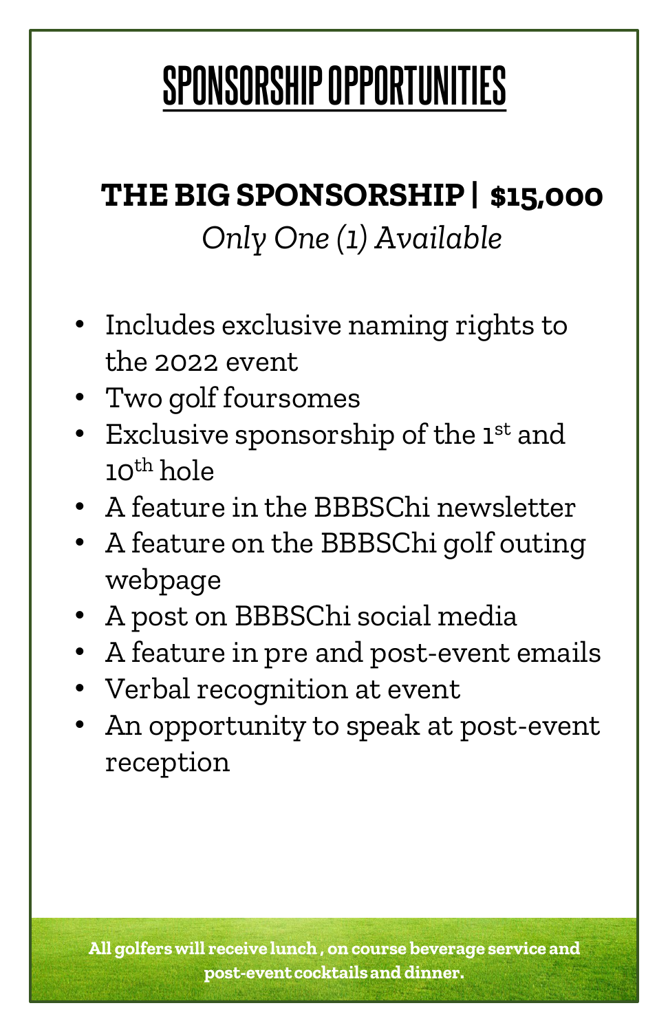# SPONSORSHIP OPPORTUNITIES

## THE BIG SPONSORSHIP | $15,000

*Only One (1) Available*

- Includes exclusive naming rights to the 2022 event
- Two golf foursomes
- Exclusive sponsorship of the 1st and 10th hole
- A feature in the BBBSChi newsletter
- A feature on the BBBSChi golf outing webpage
- A post on BBBSChi social media
- A feature in pre and post-event emails
- Verbal recognition at event
- An opportunity to speak at post-event reception

**All golfers will receive lunch , on course beverage service and post-event cocktails and dinner.**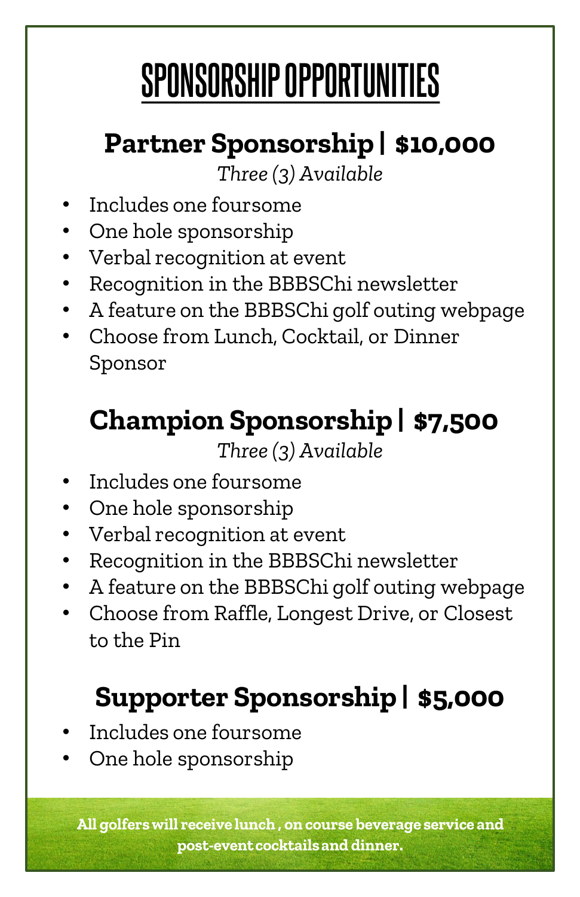# SPONSORSHIP OPPORTUNITIES

## Partner Sponsorship | $10,000

*Three (3) Available*

- Includes one foursome
- One hole sponsorship
- Verbal recognition at event
- Recognition in the BBBSChi newsletter
- A feature on the BBBSChi golf outing webpage
- Choose from Lunch, Cocktail, or Dinner Sponsor

## Champion Sponsorship | $7,500

*Three (3) Available*

- Includes one foursome
- One hole sponsorship
- Verbal recognition at event
- Recognition in the BBBSChi newsletter
- A feature on the BBBSChi golf outing webpage
- Choose from Raffle, Longest Drive, or Closest to the Pin

## Supporter Sponsorship | $5,000

- Includes one foursome
- One hole sponsorship

**All golfers will receive lunch , on course beverage service and post-event cocktails and dinner.**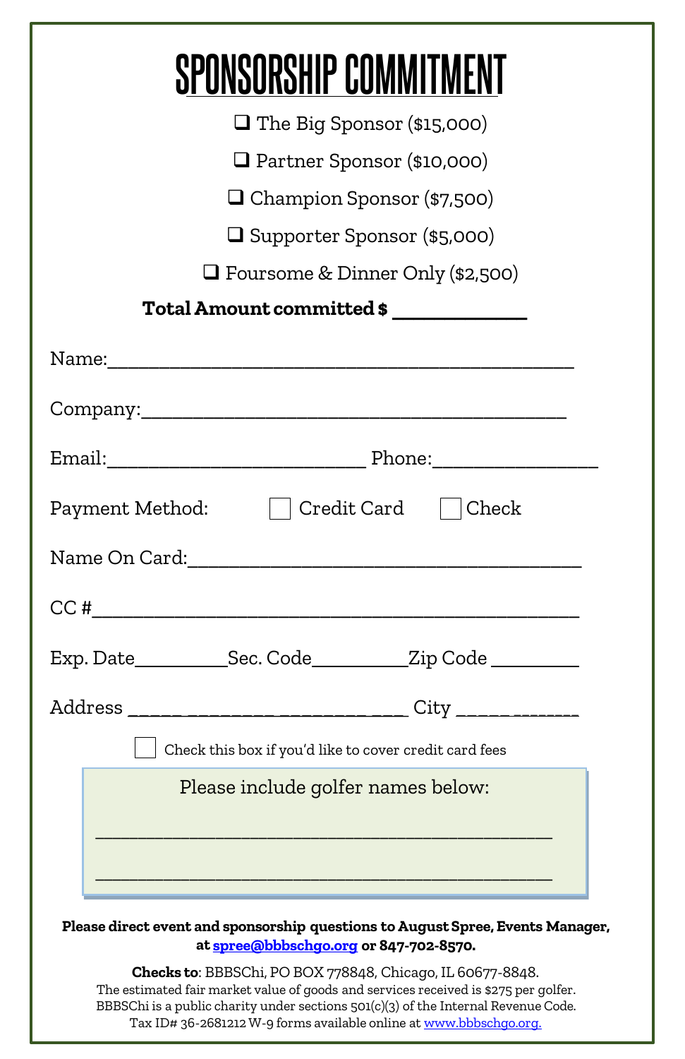# SPONSORSHIP COMMITMENT

❑ The Big Sponsor ($15,000)

❑ Partner Sponsor ($10,000)

❑ Champion Sponsor ($7,500)

❑ Supporter Sponsor ($5,000)

❑ Foursome & Dinner Only ($2,500)

**Total Amount committed $** ______________

Name:_______________________________________________

Company:____________________________________________

Email:___________________________ Phone:_________________

Payment Method: ☐ Credit Card ☐ Check

Name On Card:________________________________________

CC #__________________________________________________

Exp. Date__________Sec. Code__________Zip Code __________

Address _____ __________ __________ _____ City _____ _______

☐ Check this box if you'd like to cover credit card fees

Please include golfer names below:

_______________________________________________

_______________________________________________

**Please direct event and sponsorship questions to August Spree, Events Manager, at spree@bbbschgo.org or 847-702-8570.**

**Checks to**: BBBSChi, PO BOX 778848, Chicago, IL 60677-8848.
The estimated fair market value of goods and services received is $275 per golfer.
BBBSChi is a public charity under sections 501(c)(3) of the Internal Revenue Code.
Tax ID# 36-2681212 W-9 forms available online at www.bbbschgo.org.